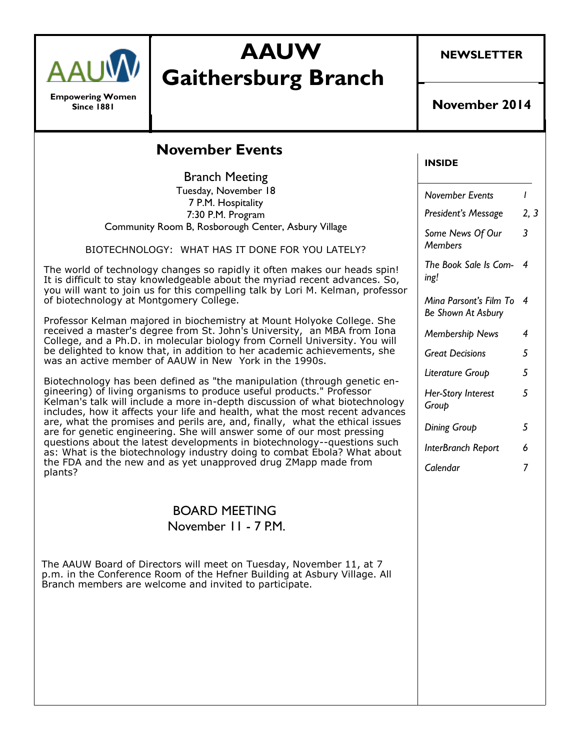AAUW

Empowering Women
Since 1881

# AAUW Gaithersburg Branch

**NEWSLETTER**

**November 2014**

## November Events

### Branch Meeting

Tuesday, November 18
7 P.M. Hospitality
7:30 P.M. Program
Community Room B, Rosborough Center, Asbury Village

BIOTECHNOLOGY: WHAT HAS IT DONE FOR YOU LATELY?

The world of technology changes so rapidly it often makes our heads spin! It is difficult to stay knowledgeable about the myriad recent advances. So, you will want to join us for this compelling talk by Lori M. Kelman, professor of biotechnology at Montgomery College.

Professor Kelman majored in biochemistry at Mount Holyoke College. She received a master's degree from St. John's University, an MBA from Iona College, and a Ph.D. in molecular biology from Cornell University. You will be delighted to know that, in addition to her academic achievements, she was an active member of AAUW in New York in the 1990s.

Biotechnology has been defined as "the manipulation (through genetic engineering) of living organisms to produce useful products." Professor Kelman's talk will include a more in-depth discussion of what biotechnology includes, how it affects your life and health, what the most recent advances are, what the promises and perils are, and, finally, what the ethical issues are for genetic engineering. She will answer some of our most pressing questions about the latest developments in biotechnology--questions such as: What is the biotechnology industry doing to combat Ebola? What about the FDA and the new and as yet unapproved drug ZMapp made from plants?

### BOARD MEETING

November 11 - 7 P.M.

The AAUW Board of Directors will meet on Tuesday, November 11, at 7 p.m. in the Conference Room of the Hefner Building at Asbury Village. All Branch members are welcome and invited to participate.

**INSIDE**

| | |
|---|---|
| *November Events* | *1* |
| *President's Message* | *2, 3* |
| *Some News Of Our Members* | *3* |
| *The Book Sale Is Coming!* | *4* |
| *Mina Parsont's Film To Be Shown At Asbury* | *4* |
| *Membership News* | *4* |
| *Great Decisions* | *5* |
| *Literature Group* | *5* |
| *Her-Story Interest Group* | *5* |
| *Dining Group* | *5* |
| *InterBranch Report* | *6* |
| *Calendar* | *7* |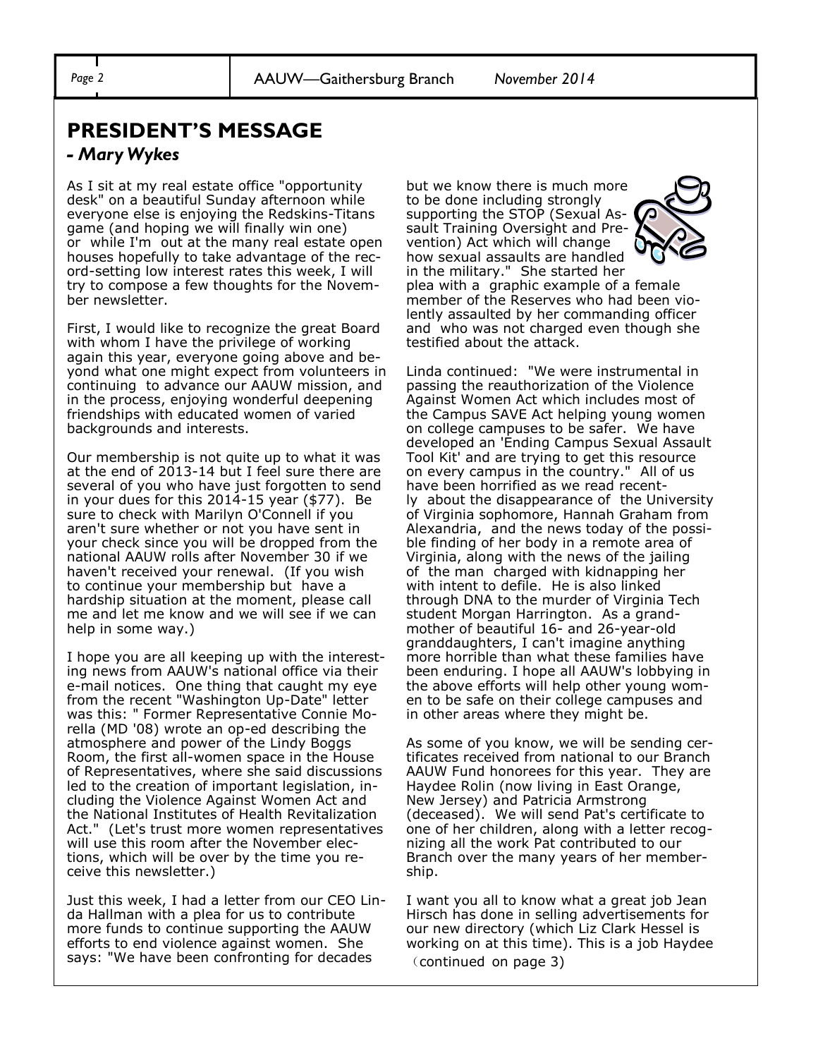## PRESIDENT'S MESSAGE

### *- Mary Wykes*

As I sit at my real estate office "opportunity desk" on a beautiful Sunday afternoon while everyone else is enjoying the Redskins-Titans game (and hoping we will finally win one) or while I'm out at the many real estate open houses hopefully to take advantage of the record-setting low interest rates this week, I will try to compose a few thoughts for the November newsletter.

First, I would like to recognize the great Board with whom I have the privilege of working again this year, everyone going above and beyond what one might expect from volunteers in continuing to advance our AAUW mission, and in the process, enjoying wonderful deepening friendships with educated women of varied backgrounds and interests.

Our membership is not quite up to what it was at the end of 2013-14 but I feel sure there are several of you who have just forgotten to send in your dues for this 2014-15 year ($77). Be sure to check with Marilyn O'Connell if you aren't sure whether or not you have sent in your check since you will be dropped from the national AAUW rolls after November 30 if we haven't received your renewal. (If you wish to continue your membership but have a hardship situation at the moment, please call me and let me know and we will see if we can help in some way.)

I hope you are all keeping up with the interesting news from AAUW's national office via their e-mail notices. One thing that caught my eye from the recent "Washington Up-Date" letter was this: " Former Representative Connie Morella (MD '08) wrote an op-ed describing the atmosphere and power of the Lindy Boggs Room, the first all-women space in the House of Representatives, where she said discussions led to the creation of important legislation, including the Violence Against Women Act and the National Institutes of Health Revitalization Act." (Let's trust more women representatives will use this room after the November elections, which will be over by the time you receive this newsletter.)

Just this week, I had a letter from our CEO Linda Hallman with a plea for us to contribute more funds to continue supporting the AAUW efforts to end violence against women. She says: "We have been confronting for decades but we know there is much more to be done including strongly supporting the STOP (Sexual Assault Training Oversight and Prevention) Act which will change how sexual assaults are handled in the military." She started her plea with a graphic example of a female member of the Reserves who had been violently assaulted by her commanding officer and who was not charged even though she testified about the attack.

Linda continued: "We were instrumental in passing the reauthorization of the Violence Against Women Act which includes most of the Campus SAVE Act helping young women on college campuses to be safer. We have developed an 'Ending Campus Sexual Assault Tool Kit' and are trying to get this resource on every campus in the country." All of us have been horrified as we read recently about the disappearance of the University of Virginia sophomore, Hannah Graham from Alexandria, and the news today of the possible finding of her body in a remote area of Virginia, along with the news of the jailing of the man charged with kidnapping her with intent to defile. He is also linked through DNA to the murder of Virginia Tech student Morgan Harrington. As a grandmother of beautiful 16- and 26-year-old granddaughters, I can't imagine anything more horrible than what these families have been enduring. I hope all AAUW's lobbying in the above efforts will help other young women to be safe on their college campuses and in other areas where they might be.

As some of you know, we will be sending certificates received from national to our Branch AAUW Fund honorees for this year. They are Haydee Rolin (now living in East Orange, New Jersey) and Patricia Armstrong (deceased). We will send Pat's certificate to one of her children, along with a letter recognizing all the work Pat contributed to our Branch over the many years of her membership.

I want you all to know what a great job Jean Hirsch has done in selling advertisements for our new directory (which Liz Clark Hessel is working on at this time). This is a job Haydee

(continued on page 3)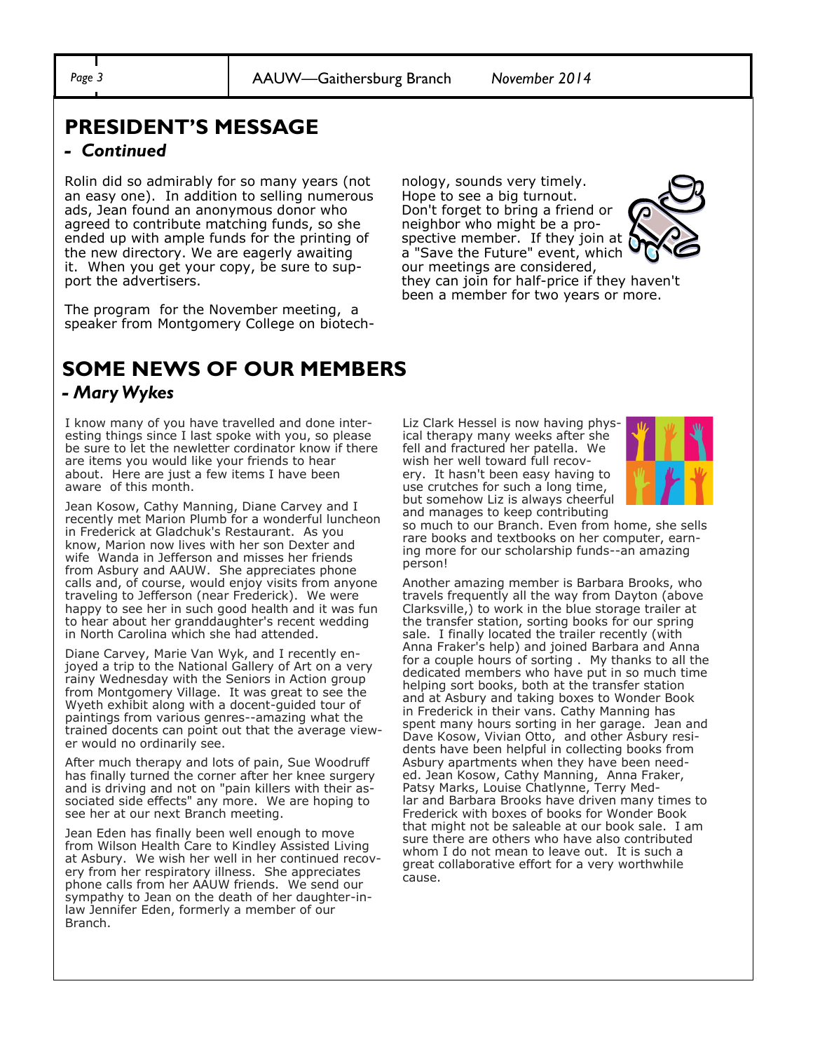## PRESIDENT'S MESSAGE

### *- Continued*

Rolin did so admirably for so many years (not an easy one). In addition to selling numerous ads, Jean found an anonymous donor who agreed to contribute matching funds, so she ended up with ample funds for the printing of the new directory. We are eagerly awaiting it. When you get your copy, be sure to support the advertisers.

The program for the November meeting, a speaker from Montgomery College on biotechnology, sounds very timely. Hope to see a big turnout. Don't forget to bring a friend or neighbor who might be a prospective member. If they join at a "Save the Future" event, which our meetings are considered, they can join for half-price if they haven't been a member for two years or more.

## SOME NEWS OF OUR MEMBERS

### *- Mary Wykes*

I know many of you have travelled and done interesting things since I last spoke with you, so please be sure to let the newletter cordinator know if there are items you would like your friends to hear about. Here are just a few items I have been aware of this month.

Jean Kosow, Cathy Manning, Diane Carvey and I recently met Marion Plumb for a wonderful luncheon in Frederick at Gladchuk's Restaurant. As you know, Marion now lives with her son Dexter and wife Wanda in Jefferson and misses her friends from Asbury and AAUW. She appreciates phone calls and, of course, would enjoy visits from anyone traveling to Jefferson (near Frederick). We were happy to see her in such good health and it was fun to hear about her granddaughter's recent wedding in North Carolina which she had attended.

Diane Carvey, Marie Van Wyk, and I recently enjoyed a trip to the National Gallery of Art on a very rainy Wednesday with the Seniors in Action group from Montgomery Village. It was great to see the Wyeth exhibit along with a docent-guided tour of paintings from various genres--amazing what the trained docents can point out that the average viewer would no ordinarily see.

After much therapy and lots of pain, Sue Woodruff has finally turned the corner after her knee surgery and is driving and not on "pain killers with their associated side effects" any more. We are hoping to see her at our next Branch meeting.

Jean Eden has finally been well enough to move from Wilson Health Care to Kindley Assisted Living at Asbury. We wish her well in her continued recovery from her respiratory illness. She appreciates phone calls from her AAUW friends. We send our sympathy to Jean on the death of her daughter-in-law Jennifer Eden, formerly a member of our Branch.

Liz Clark Hessel is now having physical therapy many weeks after she fell and fractured her patella. We wish her well toward full recovery. It hasn't been easy having to use crutches for such a long time, but somehow Liz is always cheerful and manages to keep contributing so much to our Branch. Even from home, she sells rare books and textbooks on her computer, earning more for our scholarship funds--an amazing person!

Another amazing member is Barbara Brooks, who travels frequently all the way from Dayton (above Clarksville,) to work in the blue storage trailer at the transfer station, sorting books for our spring sale. I finally located the trailer recently (with Anna Fraker's help) and joined Barbara and Anna for a couple hours of sorting . My thanks to all the dedicated members who have put in so much time helping sort books, both at the transfer station and at Asbury and taking boxes to Wonder Book in Frederick in their vans. Cathy Manning has spent many hours sorting in her garage. Jean and Dave Kosow, Vivian Otto, and other Asbury residents have been helpful in collecting books from Asbury apartments when they have been needed. Jean Kosow, Cathy Manning, Anna Fraker, Patsy Marks, Louise Chatlynne, Terry Medlar and Barbara Brooks have driven many times to Frederick with boxes of books for Wonder Book that might not be saleable at our book sale. I am sure there are others who have also contributed whom I do not mean to leave out. It is such a great collaborative effort for a very worthwhile cause.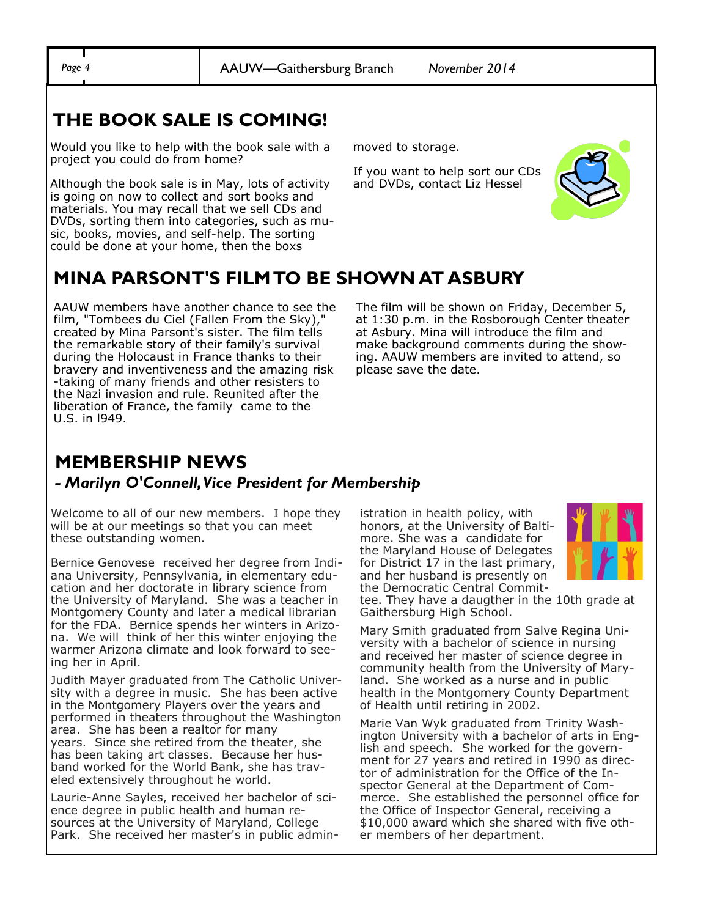## THE BOOK SALE IS COMING!

Would you like to help with the book sale with a project you could do from home?

Although the book sale is in May, lots of activity is going on now to collect and sort books and materials. You may recall that we sell CDs and DVDs, sorting them into categories, such as music, books, movies, and self-help. The sorting could be done at your home, then the boxs moved to storage.

If you want to help sort our CDs and DVDs, contact Liz Hessel

## MINA PARSONT'S FILM TO BE SHOWN AT ASBURY

AAUW members have another chance to see the film, "Tombees du Ciel (Fallen From the Sky)," created by Mina Parsont's sister. The film tells the remarkable story of their family's survival during the Holocaust in France thanks to their bravery and inventiveness and the amazing risk-taking of many friends and other resisters to the Nazi invasion and rule. Reunited after the liberation of France, the family came to the U.S. in l949.

The film will be shown on Friday, December 5, at 1:30 p.m. in the Rosborough Center theater at Asbury. Mina will introduce the film and make background comments during the showing. AAUW members are invited to attend, so please save the date.

## MEMBERSHIP NEWS

***- Marilyn O'Connell, Vice President for Membership***

Welcome to all of our new members. I hope they will be at our meetings so that you can meet these outstanding women.

Bernice Genovese received her degree from Indiana University, Pennsylvania, in elementary education and her doctorate in library science from the University of Maryland. She was a teacher in Montgomery County and later a medical librarian for the FDA. Bernice spends her winters in Arizona. We will think of her this winter enjoying the warmer Arizona climate and look forward to seeing her in April.

Judith Mayer graduated from The Catholic University with a degree in music. She has been active in the Montgomery Players over the years and performed in theaters throughout the Washington area. She has been a realtor for many years. Since she retired from the theater, she has been taking art classes. Because her husband worked for the World Bank, she has traveled extensively throughout he world.

Laurie-Anne Sayles, received her bachelor of science degree in public health and human resources at the University of Maryland, College Park. She received her master's in public administration in health policy, with honors, at the University of Baltimore. She was a candidate for the Maryland House of Delegates for District 17 in the last primary, and her husband is presently on the Democratic Central Committee. They have a daugther in the 10th grade at Gaithersburg High School.

Mary Smith graduated from Salve Regina University with a bachelor of science in nursing and received her master of science degree in community health from the University of Maryland. She worked as a nurse and in public health in the Montgomery County Department of Health until retiring in 2002.

Marie Van Wyk graduated from Trinity Washington University with a bachelor of arts in English and speech. She worked for the government for 27 years and retired in 1990 as director of administration for the Office of the Inspector General at the Department of Commerce. She established the personnel office for the Office of Inspector General, receiving a $10,000 award which she shared with five other members of her department.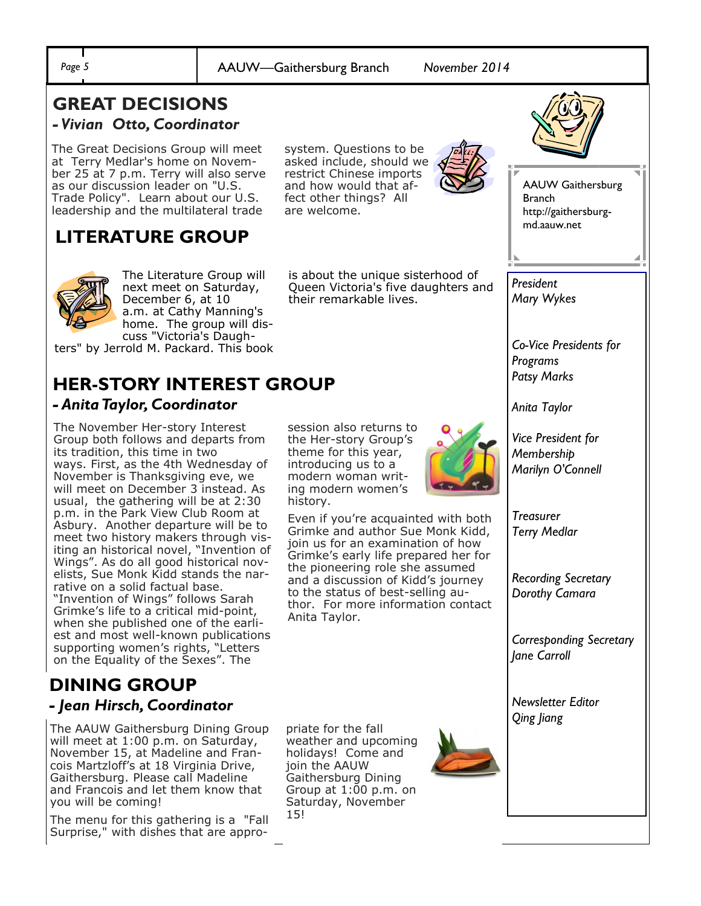## GREAT DECISIONS

*- Vivian Otto, Coordinator*

The Great Decisions Group will meet at Terry Medlar's home on November 25 at 7 p.m. Terry will also serve as our discussion leader on "U.S. Trade Policy". Learn about our U.S. leadership and the multilateral trade system. Questions to be asked include, should we restrict Chinese imports and how would that affect other things? All are welcome.

## LITERATURE GROUP

The Literature Group will next meet on Saturday, December 6, at 10 a.m. at Cathy Manning's home. The group will discuss "Victoria's Daughters" by Jerrold M. Packard. This book is about the unique sisterhood of Queen Victoria's five daughters and their remarkable lives.

## HER-STORY INTEREST GROUP

*- Anita Taylor, Coordinator*

The November Her-story Interest Group both follows and departs from its tradition, this time in two ways. First, as the 4th Wednesday of November is Thanksgiving eve, we will meet on December 3 instead. As usual, the gathering will be at 2:30 p.m. in the Park View Club Room at Asbury. Another departure will be to meet two history makers through visiting an historical novel, "Invention of Wings". As do all good historical novelists, Sue Monk Kidd stands the narrative on a solid factual base. "Invention of Wings" follows Sarah Grimke's life to a critical mid-point, when she published one of the earliest and most well-known publications supporting women's rights, "Letters on the Equality of the Sexes". The session also returns to the Her-story Group's theme for this year, introducing us to a modern woman writing modern women's history.

Even if you're acquainted with both Grimke and author Sue Monk Kidd, join us for an examination of how Grimke's early life prepared her for the pioneering role she assumed and a discussion of Kidd's journey to the status of best-selling author. For more information contact Anita Taylor.

## DINING GROUP

*- Jean Hirsch, Coordinator*

The AAUW Gaithersburg Dining Group will meet at 1:00 p.m. on Saturday, November 15, at Madeline and Francois Martzloff's at 18 Virginia Drive, Gaithersburg. Please call Madeline and Francois and let them know that you will be coming!

The menu for this gathering is a "Fall Surprise," with dishes that are appropriate for the fall weather and upcoming holidays! Come and join the AAUW Gaithersburg Dining Group at 1:00 p.m. on Saturday, November 15!

---

AAUW Gaithersburg Branch
http://gaithersburg-md.aauw.net

*President*
*Mary Wykes*

*Co-Vice Presidents for Programs*
*Patsy Marks*

*Anita Taylor*

*Vice President for Membership*
*Marilyn O'Connell*

*Treasurer*
*Terry Medlar*

*Recording Secretary*
*Dorothy Camara*

*Corresponding Secretary*
*Jane Carroll*

*Newsletter Editor*
*Qing Jiang*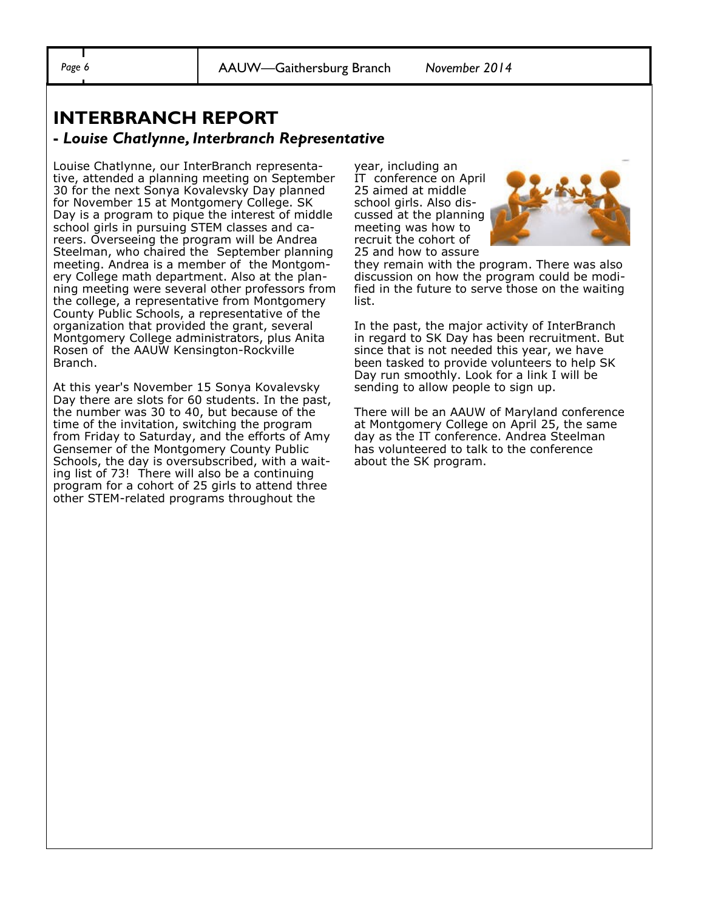## INTERBRANCH REPORT

### *- Louise Chatlynne, Interbranch Representative*

Louise Chatlynne, our InterBranch representative, attended a planning meeting on September 30 for the next Sonya Kovalevsky Day planned for November 15 at Montgomery College. SK Day is a program to pique the interest of middle school girls in pursuing STEM classes and careers. Overseeing the program will be Andrea Steelman, who chaired the September planning meeting. Andrea is a member of the Montgomery College math department. Also at the planning meeting were several other professors from the college, a representative from Montgomery County Public Schools, a representative of the organization that provided the grant, several Montgomery College administrators, plus Anita Rosen of the AAUW Kensington-Rockville Branch.

At this year's November 15 Sonya Kovalevsky Day there are slots for 60 students. In the past, the number was 30 to 40, but because of the time of the invitation, switching the program from Friday to Saturday, and the efforts of Amy Gensemer of the Montgomery County Public Schools, the day is oversubscribed, with a waiting list of 73! There will also be a continuing program for a cohort of 25 girls to attend three other STEM-related programs throughout the year, including an IT conference on April 25 aimed at middle school girls. Also discussed at the planning meeting was how to recruit the cohort of 25 and how to assure they remain with the program. There was also discussion on how the program could be modified in the future to serve those on the waiting list.

In the past, the major activity of InterBranch in regard to SK Day has been recruitment. But since that is not needed this year, we have been tasked to provide volunteers to help SK Day run smoothly. Look for a link I will be sending to allow people to sign up.

There will be an AAUW of Maryland conference at Montgomery College on April 25, the same day as the IT conference. Andrea Steelman has volunteered to talk to the conference about the SK program.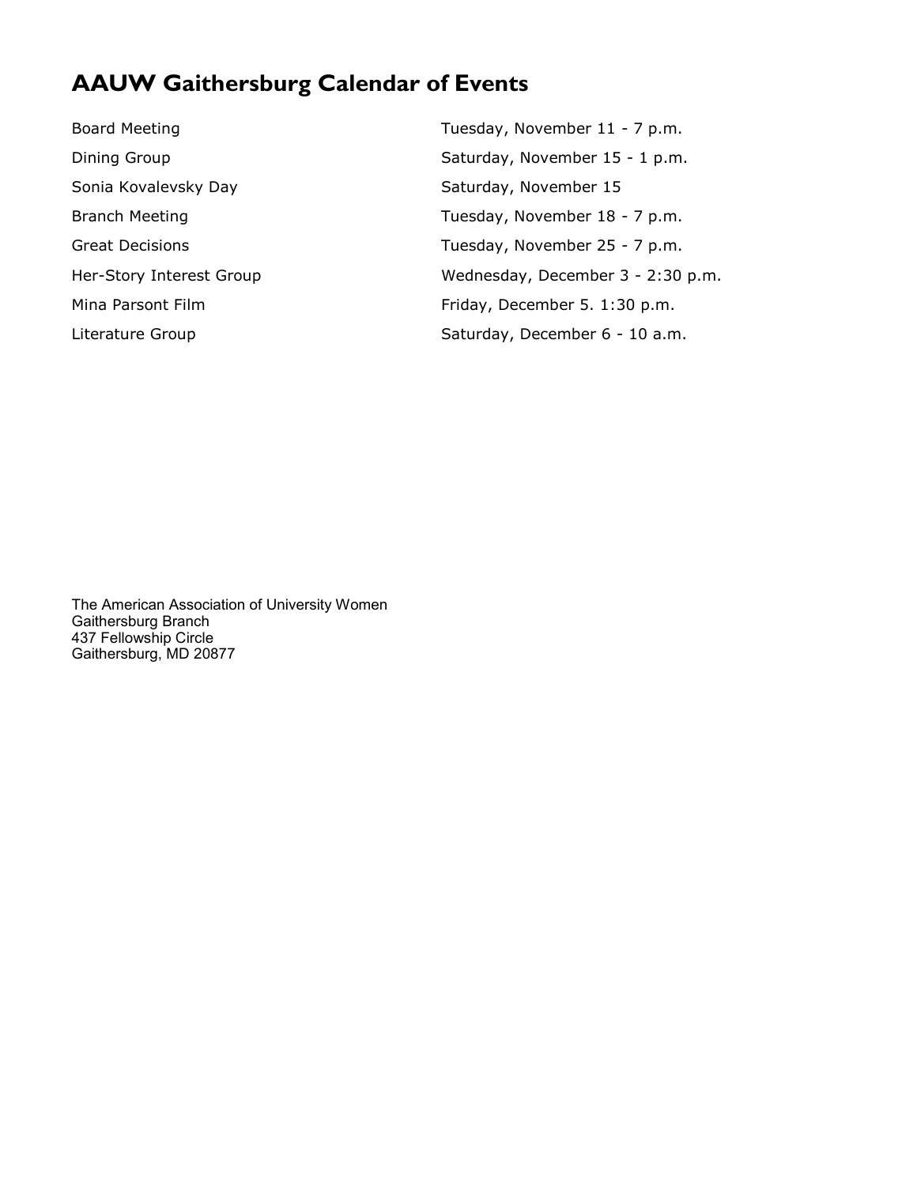# AAUW Gaithersburg Calendar of Events

| | |
|---|---|
| Board Meeting | Tuesday, November 11 - 7 p.m. |
| Dining Group | Saturday, November 15 - 1 p.m. |
| Sonia Kovalevsky Day | Saturday, November 15 |
| Branch Meeting | Tuesday, November 18 - 7 p.m. |
| Great Decisions | Tuesday, November 25 - 7 p.m. |
| Her-Story Interest Group | Wednesday, December 3 - 2:30 p.m. |
| Mina Parsont Film | Friday, December 5. 1:30 p.m. |
| Literature Group | Saturday, December 6 - 10 a.m. |

The American Association of University Women
Gaithersburg Branch
437 Fellowship Circle
Gaithersburg, MD 20877